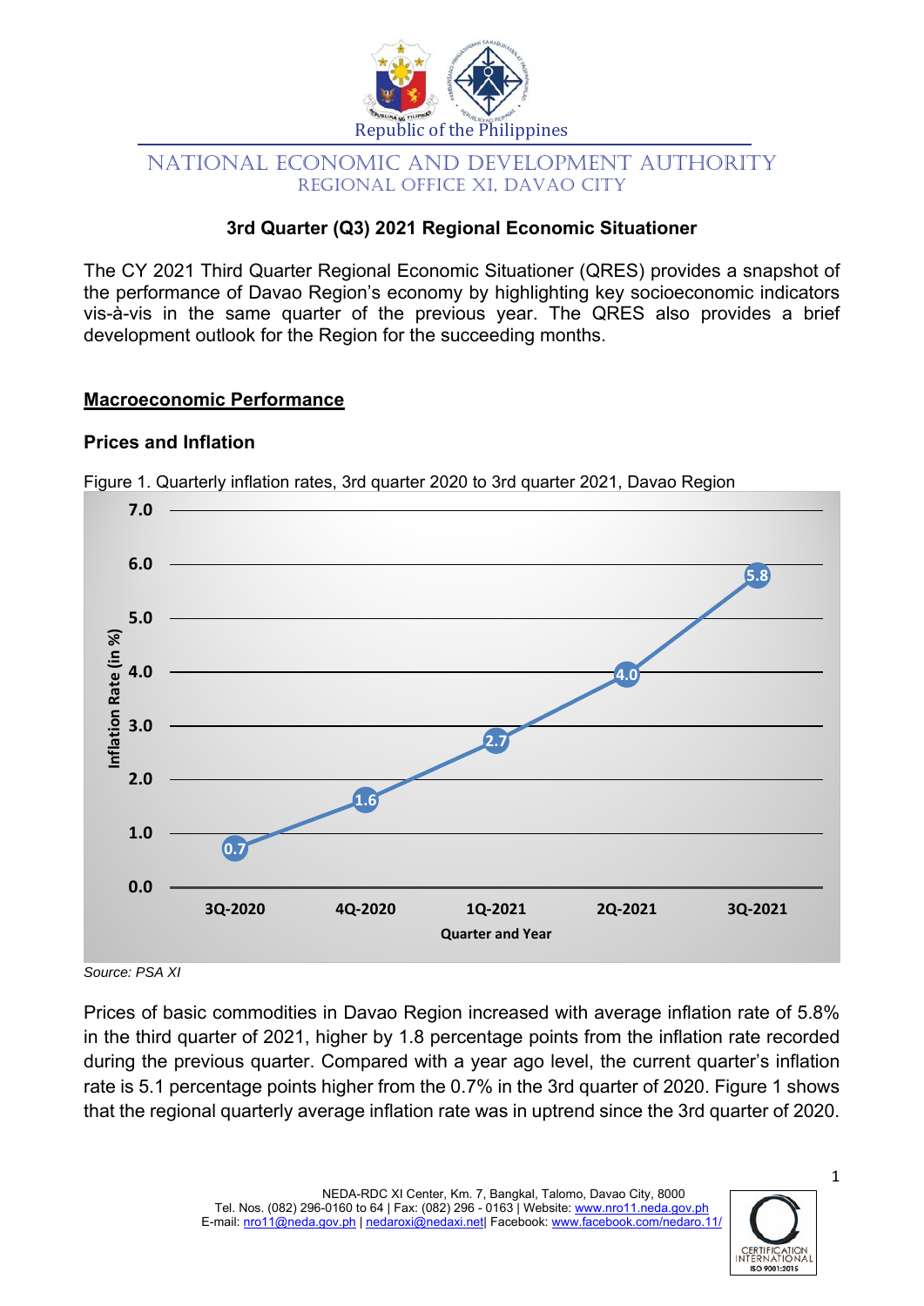Republic of the Philippines

NATIONAL ECONOMIC AND DEVELOPMENT AUTHORITY
REGIONAL OFFICE XI, DAVAO CITY

# 3rd Quarter (Q3) 2021 Regional Economic Situationer

The CY 2021 Third Quarter Regional Economic Situationer (QRES) provides a snapshot of the performance of Davao Region's economy by highlighting key socioeconomic indicators vis-à-vis in the same quarter of the previous year. The QRES also provides a brief development outlook for the Region for the succeeding months.

## Macroeconomic Performance

### Prices and Inflation

Figure 1. Quarterly inflation rates, 3rd quarter 2020 to 3rd quarter 2021, Davao Region

| Quarter and Year | Inflation Rate (in %) |
|---|---|
| 3Q-2020 | 0.7 |
| 4Q-2020 | 1.6 |
| 1Q-2021 | 2.7 |
| 2Q-2021 | 4.0 |
| 3Q-2021 | 5.8 |

*Source: PSA XI*

Prices of basic commodities in Davao Region increased with average inflation rate of 5.8% in the third quarter of 2021, higher by 1.8 percentage points from the inflation rate recorded during the previous quarter. Compared with a year ago level, the current quarter's inflation rate is 5.1 percentage points higher from the 0.7% in the 3rd quarter of 2020. Figure 1 shows that the regional quarterly average inflation rate was in uptrend since the 3rd quarter of 2020.

NEDA-RDC XI Center, Km. 7, Bangkal, Talomo, Davao City, 8000
Tel. Nos. (082) 296-0160 to 64 | Fax: (082) 296 - 0163 | Website: www.nro11.neda.gov.ph
E-mail: nro11@neda.gov.ph | nedaroxi@nedaxi.net| Facebook: www.facebook.com/nedaro.11/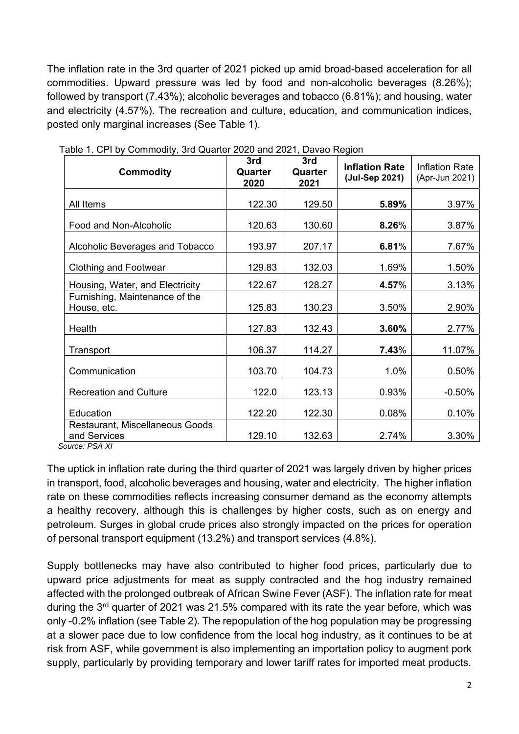The inflation rate in the 3rd quarter of 2021 picked up amid broad-based acceleration for all commodities. Upward pressure was led by food and non-alcoholic beverages (8.26%); followed by transport (7.43%); alcoholic beverages and tobacco (6.81%); and housing, water and electricity (4.57%). The recreation and culture, education, and communication indices, posted only marginal increases (See Table 1).

Table 1. CPI by Commodity, 3rd Quarter 2020 and 2021, Davao Region

| Commodity | 3rd Quarter 2020 | 3rd Quarter 2021 | Inflation Rate (Jul-Sep 2021) | Inflation Rate (Apr-Jun 2021) |
|---|---|---|---|---|
| All Items | 122.30 | 129.50 | **5.89%** | 3.97% |
| Food and Non-Alcoholic | 120.63 | 130.60 | **8.26**% | 3.87% |
| Alcoholic Beverages and Tobacco | 193.97 | 207.17 | **6.81**% | 7.67% |
| Clothing and Footwear | 129.83 | 132.03 | 1.69% | 1.50% |
| Housing, Water, and Electricity | 122.67 | 128.27 | **4.57**% | 3.13% |
| Furnishing, Maintenance of the House, etc. | 125.83 | 130.23 | 3.50% | 2.90% |
| Health | 127.83 | 132.43 | **3.60%** | 2.77% |
| Transport | 106.37 | 114.27 | **7.43**% | 11.07% |
| Communication | 103.70 | 104.73 | 1.0% | 0.50% |
| Recreation and Culture | 122.0 | 123.13 | 0.93% | -0.50% |
| Education | 122.20 | 122.30 | 0.08% | 0.10% |
| Restaurant, Miscellaneous Goods and Services | 129.10 | 132.63 | 2.74% | 3.30% |

*Source: PSA XI*

The uptick in inflation rate during the third quarter of 2021 was largely driven by higher prices in transport, food, alcoholic beverages and housing, water and electricity. The higher inflation rate on these commodities reflects increasing consumer demand as the economy attempts a healthy recovery, although this is challenges by higher costs, such as on energy and petroleum. Surges in global crude prices also strongly impacted on the prices for operation of personal transport equipment (13.2%) and transport services (4.8%).

Supply bottlenecks may have also contributed to higher food prices, particularly due to upward price adjustments for meat as supply contracted and the hog industry remained affected with the prolonged outbreak of African Swine Fever (ASF). The inflation rate for meat during the 3rd quarter of 2021 was 21.5% compared with its rate the year before, which was only -0.2% inflation (see Table 2). The repopulation of the hog population may be progressing at a slower pace due to low confidence from the local hog industry, as it continues to be at risk from ASF, while government is also implementing an importation policy to augment pork supply, particularly by providing temporary and lower tariff rates for imported meat products.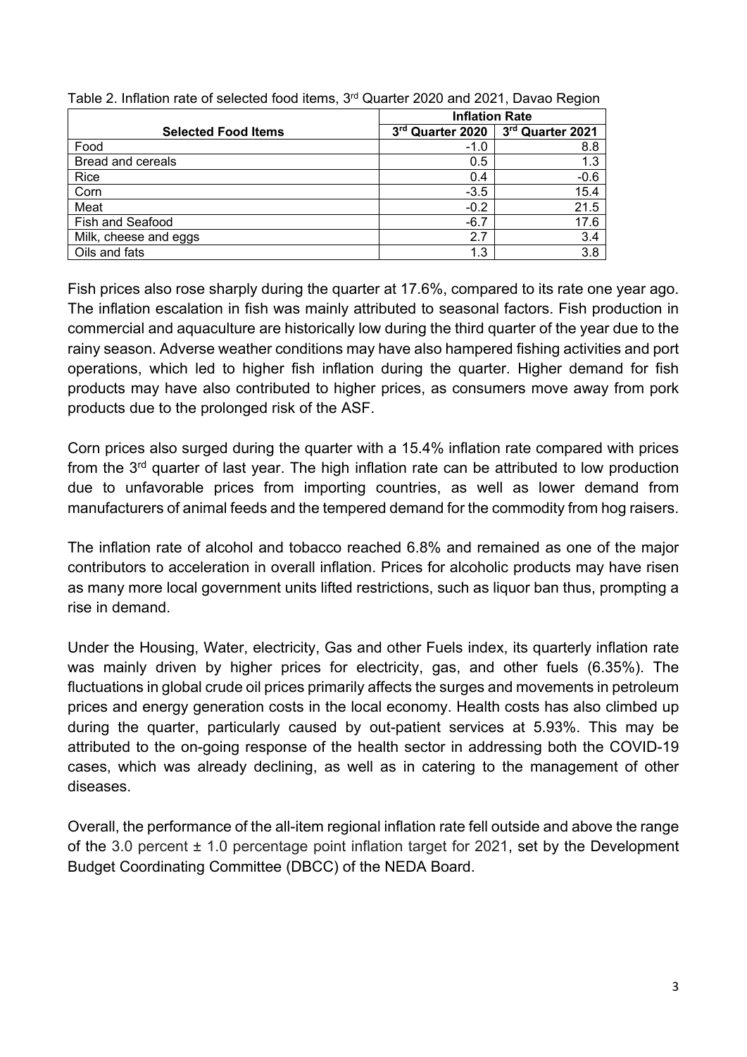Table 2. Inflation rate of selected food items, 3rd Quarter 2020 and 2021, Davao Region

| Selected Food Items | Inflation Rate | |
|---|---|---|
| | 3rd Quarter 2020 | 3rd Quarter 2021 |
| Food | -1.0 | 8.8 |
| Bread and cereals | 0.5 | 1.3 |
| Rice | 0.4 | -0.6 |
| Corn | -3.5 | 15.4 |
| Meat | -0.2 | 21.5 |
| Fish and Seafood | -6.7 | 17.6 |
| Milk, cheese and eggs | 2.7 | 3.4 |
| Oils and fats | 1.3 | 3.8 |

Fish prices also rose sharply during the quarter at 17.6%, compared to its rate one year ago. The inflation escalation in fish was mainly attributed to seasonal factors. Fish production in commercial and aquaculture are historically low during the third quarter of the year due to the rainy season. Adverse weather conditions may have also hampered fishing activities and port operations, which led to higher fish inflation during the quarter. Higher demand for fish products may have also contributed to higher prices, as consumers move away from pork products due to the prolonged risk of the ASF.

Corn prices also surged during the quarter with a 15.4% inflation rate compared with prices from the 3rd quarter of last year. The high inflation rate can be attributed to low production due to unfavorable prices from importing countries, as well as lower demand from manufacturers of animal feeds and the tempered demand for the commodity from hog raisers.

The inflation rate of alcohol and tobacco reached 6.8% and remained as one of the major contributors to acceleration in overall inflation. Prices for alcoholic products may have risen as many more local government units lifted restrictions, such as liquor ban thus, prompting a rise in demand.

Under the Housing, Water, electricity, Gas and other Fuels index, its quarterly inflation rate was mainly driven by higher prices for electricity, gas, and other fuels (6.35%). The fluctuations in global crude oil prices primarily affects the surges and movements in petroleum prices and energy generation costs in the local economy. Health costs has also climbed up during the quarter, particularly caused by out-patient services at 5.93%. This may be attributed to the on-going response of the health sector in addressing both the COVID-19 cases, which was already declining, as well as in catering to the management of other diseases.

Overall, the performance of the all-item regional inflation rate fell outside and above the range of the 3.0 percent ± 1.0 percentage point inflation target for 2021, set by the Development Budget Coordinating Committee (DBCC) of the NEDA Board.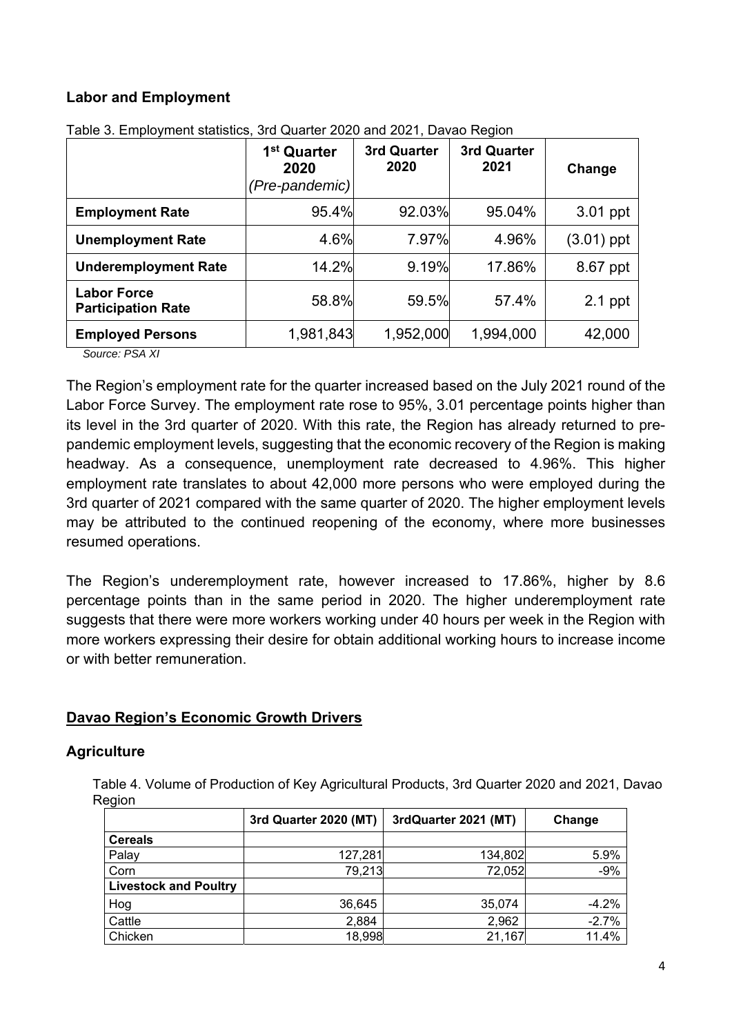## Labor and Employment

Table 3. Employment statistics, 3rd Quarter 2020 and 2021, Davao Region

| | 1st Quarter 2020 *(Pre-pandemic)* | 3rd Quarter 2020 | 3rd Quarter 2021 | Change |
|---|---|---|---|---|
| **Employment Rate** | 95.4% | 92.03% | 95.04% | 3.01 ppt |
| **Unemployment Rate** | 4.6% | 7.97% | 4.96% | (3.01) ppt |
| **Underemployment Rate** | 14.2% | 9.19% | 17.86% | 8.67 ppt |
| **Labor Force Participation Rate** | 58.8% | 59.5% | 57.4% | 2.1 ppt |
| **Employed Persons** | 1,981,843 | 1,952,000 | 1,994,000 | 42,000 |

*Source: PSA XI*

The Region's employment rate for the quarter increased based on the July 2021 round of the Labor Force Survey. The employment rate rose to 95%, 3.01 percentage points higher than its level in the 3rd quarter of 2020. With this rate, the Region has already returned to pre-pandemic employment levels, suggesting that the economic recovery of the Region is making headway. As a consequence, unemployment rate decreased to 4.96%. This higher employment rate translates to about 42,000 more persons who were employed during the 3rd quarter of 2021 compared with the same quarter of 2020. The higher employment levels may be attributed to the continued reopening of the economy, where more businesses resumed operations.

The Region's underemployment rate, however increased to 17.86%, higher by 8.6 percentage points than in the same period in 2020. The higher underemployment rate suggests that there were more workers working under 40 hours per week in the Region with more workers expressing their desire for obtain additional working hours to increase income or with better remuneration.

## Davao Region's Economic Growth Drivers

### Agriculture

Table 4. Volume of Production of Key Agricultural Products, 3rd Quarter 2020 and 2021, Davao Region

| | 3rd Quarter 2020 (MT) | 3rdQuarter 2021 (MT) | Change |
|---|---|---|---|
| **Cereals** | | | |
| Palay | 127,281 | 134,802 | 5.9% |
| Corn | 79,213 | 72,052 | -9% |
| **Livestock and Poultry** | | | |
| Hog | 36,645 | 35,074 | -4.2% |
| Cattle | 2,884 | 2,962 | -2.7% |
| Chicken | 18,998 | 21,167 | 11.4% |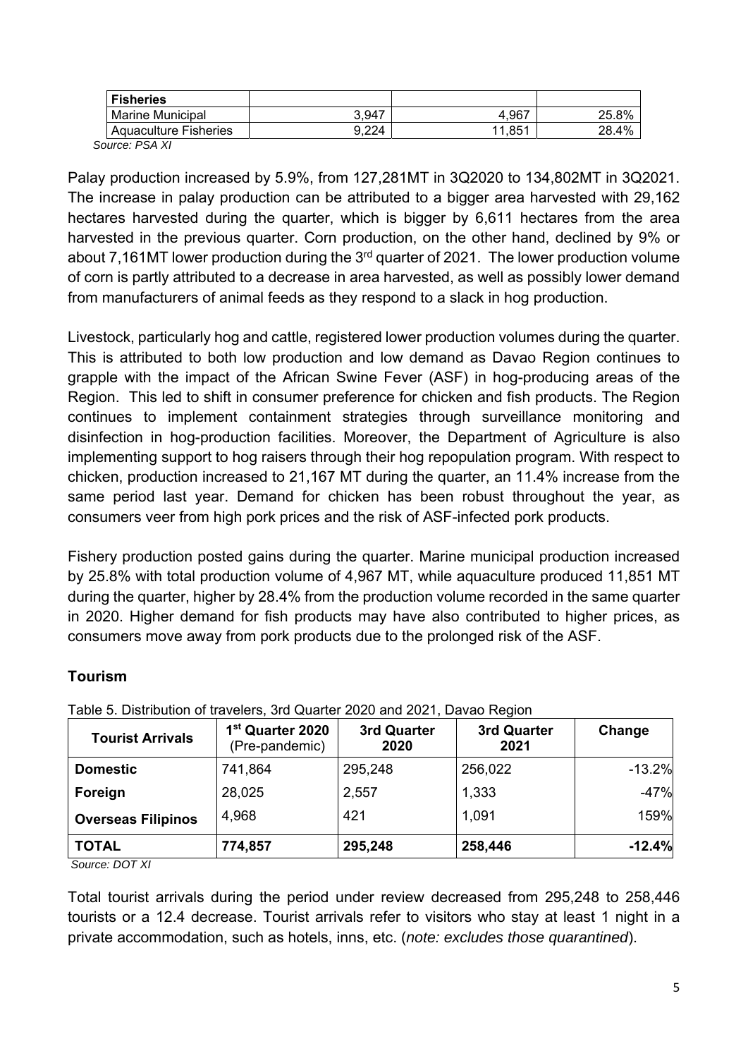| Fisheries | | | |
|---|---|---|---|
| Marine Municipal | 3,947 | 4,967 | 25.8% |
| Aquaculture Fisheries | 9,224 | 11,851 | 28.4% |

*Source: PSA XI*

Palay production increased by 5.9%, from 127,281MT in 3Q2020 to 134,802MT in 3Q2021. The increase in palay production can be attributed to a bigger area harvested with 29,162 hectares harvested during the quarter, which is bigger by 6,611 hectares from the area harvested in the previous quarter. Corn production, on the other hand, declined by 9% or about 7,161MT lower production during the 3rd quarter of 2021. The lower production volume of corn is partly attributed to a decrease in area harvested, as well as possibly lower demand from manufacturers of animal feeds as they respond to a slack in hog production.

Livestock, particularly hog and cattle, registered lower production volumes during the quarter. This is attributed to both low production and low demand as Davao Region continues to grapple with the impact of the African Swine Fever (ASF) in hog-producing areas of the Region. This led to shift in consumer preference for chicken and fish products. The Region continues to implement containment strategies through surveillance monitoring and disinfection in hog-production facilities. Moreover, the Department of Agriculture is also implementing support to hog raisers through their hog repopulation program. With respect to chicken, production increased to 21,167 MT during the quarter, an 11.4% increase from the same period last year. Demand for chicken has been robust throughout the year, as consumers veer from high pork prices and the risk of ASF-infected pork products.

Fishery production posted gains during the quarter. Marine municipal production increased by 25.8% with total production volume of 4,967 MT, while aquaculture produced 11,851 MT during the quarter, higher by 28.4% from the production volume recorded in the same quarter in 2020. Higher demand for fish products may have also contributed to higher prices, as consumers move away from pork products due to the prolonged risk of the ASF.

## Tourism

Table 5. Distribution of travelers, 3rd Quarter 2020 and 2021, Davao Region

| Tourist Arrivals | 1st Quarter 2020 (Pre-pandemic) | 3rd Quarter 2020 | 3rd Quarter 2021 | Change |
|---|---|---|---|---|
| **Domestic** | 741,864 | 295,248 | 256,022 | -13.2% |
| **Foreign** | 28,025 | 2,557 | 1,333 | -47% |
| **Overseas Filipinos** | 4,968 | 421 | 1,091 | 159% |
| **TOTAL** | **774,857** | **295,248** | **258,446** | **-12.4%** |

*Source: DOT XI*

Total tourist arrivals during the period under review decreased from 295,248 to 258,446 tourists or a 12.4 decrease. Tourist arrivals refer to visitors who stay at least 1 night in a private accommodation, such as hotels, inns, etc. (*note: excludes those quarantined*).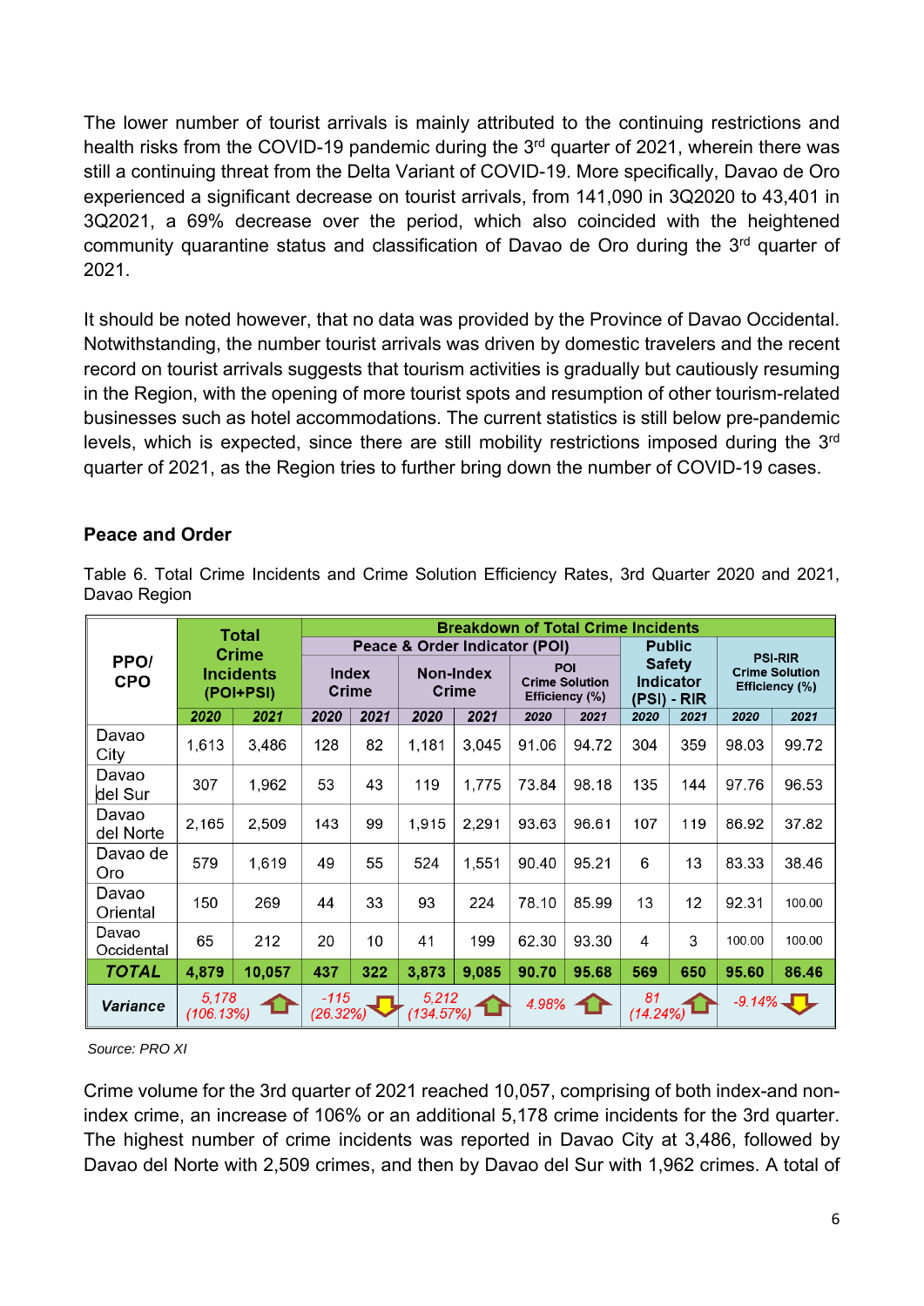The lower number of tourist arrivals is mainly attributed to the continuing restrictions and health risks from the COVID-19 pandemic during the 3rd quarter of 2021, wherein there was still a continuing threat from the Delta Variant of COVID-19. More specifically, Davao de Oro experienced a significant decrease on tourist arrivals, from 141,090 in 3Q2020 to 43,401 in 3Q2021, a 69% decrease over the period, which also coincided with the heightened community quarantine status and classification of Davao de Oro during the 3rd quarter of 2021.

It should be noted however, that no data was provided by the Province of Davao Occidental. Notwithstanding, the number tourist arrivals was driven by domestic travelers and the recent record on tourist arrivals suggests that tourism activities is gradually but cautiously resuming in the Region, with the opening of more tourist spots and resumption of other tourism-related businesses such as hotel accommodations. The current statistics is still below pre-pandemic levels, which is expected, since there are still mobility restrictions imposed during the 3rd quarter of 2021, as the Region tries to further bring down the number of COVID-19 cases.

**Peace and Order**

Table 6. Total Crime Incidents and Crime Solution Efficiency Rates, 3rd Quarter 2020 and 2021, Davao Region

| PPO/ CPO | Total Crime Incidents (POI+PSI) | | Breakdown of Total Crime Incidents | | | | | | | | | |
|---|---|---|---|---|---|---|---|---|---|---|---|---|
| | | | Peace & Order Indicator (POI) | | | | | | Public Safety Indicator (PSI) - RIR | | PSI-RIR Crime Solution Efficiency (%) | |
| | | | Index Crime | | Non-Index Crime | | POI Crime Solution Efficiency (%) | | | | | |
| | 2020 | 2021 | 2020 | 2021 | 2020 | 2021 | 2020 | 2021 | 2020 | 2021 | 2020 | 2021 |
| Davao City | 1,613 | 3,486 | 128 | 82 | 1,181 | 3,045 | 91.06 | 94.72 | 304 | 359 | 98.03 | 99.72 |
| Davao del Sur | 307 | 1,962 | 53 | 43 | 119 | 1,775 | 73.84 | 98.18 | 135 | 144 | 97.76 | 96.53 |
| Davao del Norte | 2,165 | 2,509 | 143 | 99 | 1,915 | 2,291 | 93.63 | 96.61 | 107 | 119 | 86.92 | 37.82 |
| Davao de Oro | 579 | 1,619 | 49 | 55 | 524 | 1,551 | 90.40 | 95.21 | 6 | 13 | 83.33 | 38.46 |
| Davao Oriental | 150 | 269 | 44 | 33 | 93 | 224 | 78.10 | 85.99 | 13 | 12 | 92.31 | 100.00 |
| Davao Occidental | 65 | 212 | 20 | 10 | 41 | 199 | 62.30 | 93.30 | 4 | 3 | 100.00 | 100.00 |
| **TOTAL** | **4,879** | **10,057** | **437** | **322** | **3,873** | **9,085** | **90.70** | **95.68** | **569** | **650** | **95.60** | **86.46** |
| **Variance** | 5,178 (106.13%) ↑ | | -115 (26.32%) ↓ | | 5,212 (134.57%) ↑ | | 4.98% ↑ | | 81 (14.24%) ↑ | | -9.14% ↓ | |

Source: PRO XI

Crime volume for the 3rd quarter of 2021 reached 10,057, comprising of both index-and non-index crime, an increase of 106% or an additional 5,178 crime incidents for the 3rd quarter. The highest number of crime incidents was reported in Davao City at 3,486, followed by Davao del Norte with 2,509 crimes, and then by Davao del Sur with 1,962 crimes. A total of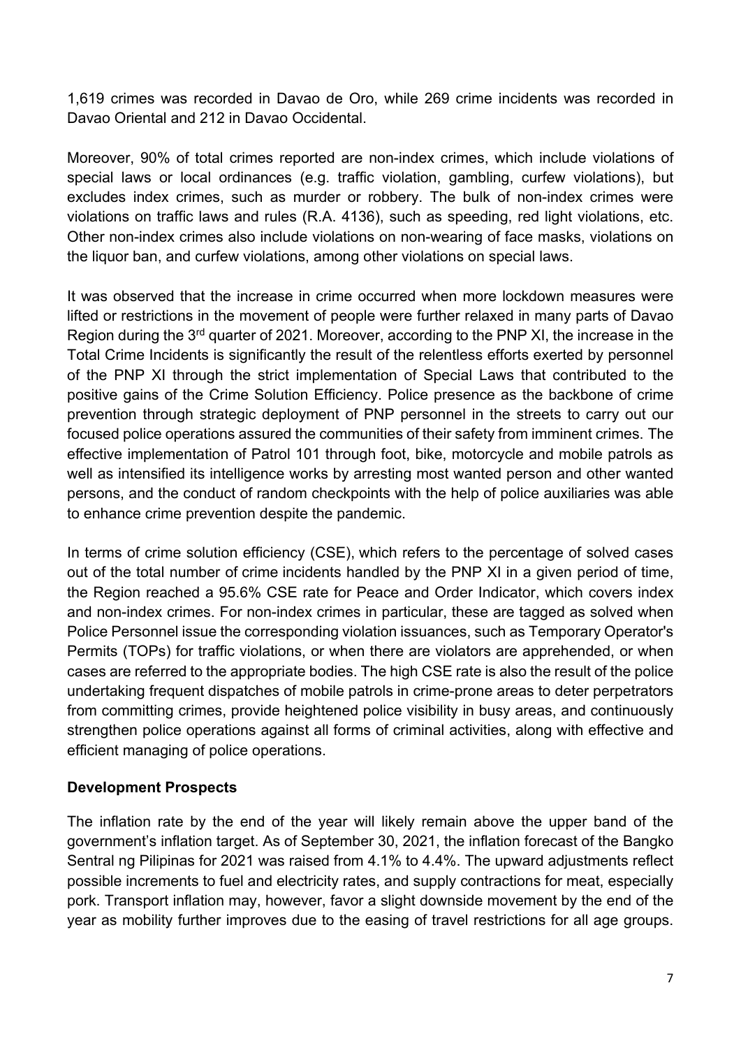1,619 crimes was recorded in Davao de Oro, while 269 crime incidents was recorded in Davao Oriental and 212 in Davao Occidental.

Moreover, 90% of total crimes reported are non-index crimes, which include violations of special laws or local ordinances (e.g. traffic violation, gambling, curfew violations), but excludes index crimes, such as murder or robbery. The bulk of non-index crimes were violations on traffic laws and rules (R.A. 4136), such as speeding, red light violations, etc. Other non-index crimes also include violations on non-wearing of face masks, violations on the liquor ban, and curfew violations, among other violations on special laws.

It was observed that the increase in crime occurred when more lockdown measures were lifted or restrictions in the movement of people were further relaxed in many parts of Davao Region during the 3rd quarter of 2021. Moreover, according to the PNP XI, the increase in the Total Crime Incidents is significantly the result of the relentless efforts exerted by personnel of the PNP XI through the strict implementation of Special Laws that contributed to the positive gains of the Crime Solution Efficiency. Police presence as the backbone of crime prevention through strategic deployment of PNP personnel in the streets to carry out our focused police operations assured the communities of their safety from imminent crimes. The effective implementation of Patrol 101 through foot, bike, motorcycle and mobile patrols as well as intensified its intelligence works by arresting most wanted person and other wanted persons, and the conduct of random checkpoints with the help of police auxiliaries was able to enhance crime prevention despite the pandemic.

In terms of crime solution efficiency (CSE), which refers to the percentage of solved cases out of the total number of crime incidents handled by the PNP XI in a given period of time, the Region reached a 95.6% CSE rate for Peace and Order Indicator, which covers index and non-index crimes. For non-index crimes in particular, these are tagged as solved when Police Personnel issue the corresponding violation issuances, such as Temporary Operator's Permits (TOPs) for traffic violations, or when there are violators are apprehended, or when cases are referred to the appropriate bodies. The high CSE rate is also the result of the police undertaking frequent dispatches of mobile patrols in crime-prone areas to deter perpetrators from committing crimes, provide heightened police visibility in busy areas, and continuously strengthen police operations against all forms of criminal activities, along with effective and efficient managing of police operations.

**Development Prospects**

The inflation rate by the end of the year will likely remain above the upper band of the government's inflation target. As of September 30, 2021, the inflation forecast of the Bangko Sentral ng Pilipinas for 2021 was raised from 4.1% to 4.4%. The upward adjustments reflect possible increments to fuel and electricity rates, and supply contractions for meat, especially pork. Transport inflation may, however, favor a slight downside movement by the end of the year as mobility further improves due to the easing of travel restrictions for all age groups.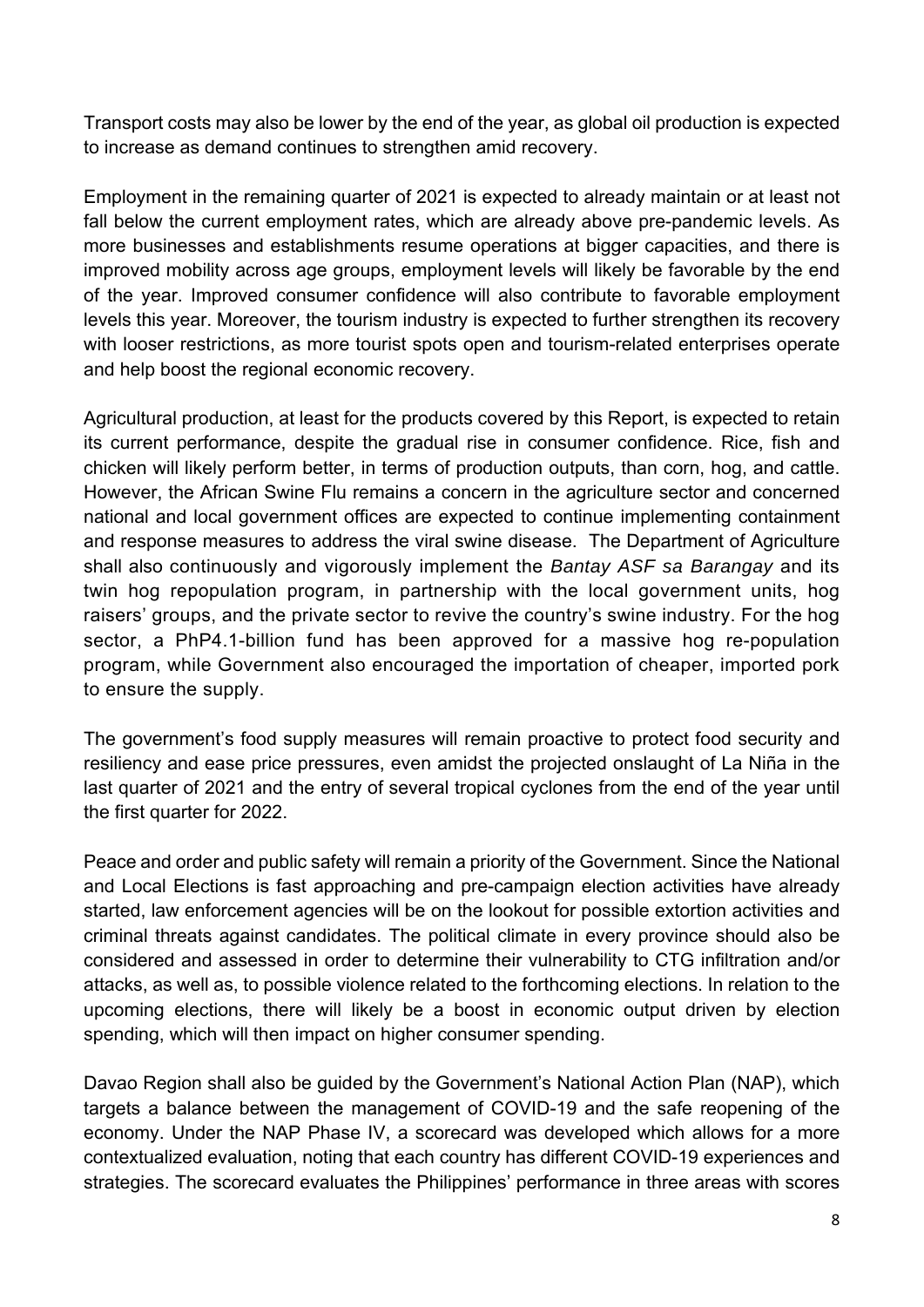Transport costs may also be lower by the end of the year, as global oil production is expected to increase as demand continues to strengthen amid recovery.

Employment in the remaining quarter of 2021 is expected to already maintain or at least not fall below the current employment rates, which are already above pre-pandemic levels. As more businesses and establishments resume operations at bigger capacities, and there is improved mobility across age groups, employment levels will likely be favorable by the end of the year. Improved consumer confidence will also contribute to favorable employment levels this year. Moreover, the tourism industry is expected to further strengthen its recovery with looser restrictions, as more tourist spots open and tourism-related enterprises operate and help boost the regional economic recovery.

Agricultural production, at least for the products covered by this Report, is expected to retain its current performance, despite the gradual rise in consumer confidence. Rice, fish and chicken will likely perform better, in terms of production outputs, than corn, hog, and cattle. However, the African Swine Flu remains a concern in the agriculture sector and concerned national and local government offices are expected to continue implementing containment and response measures to address the viral swine disease. The Department of Agriculture shall also continuously and vigorously implement the *Bantay ASF sa Barangay* and its twin hog repopulation program, in partnership with the local government units, hog raisers' groups, and the private sector to revive the country's swine industry. For the hog sector, a PhP4.1-billion fund has been approved for a massive hog re-population program, while Government also encouraged the importation of cheaper, imported pork to ensure the supply.

The government's food supply measures will remain proactive to protect food security and resiliency and ease price pressures, even amidst the projected onslaught of La Niña in the last quarter of 2021 and the entry of several tropical cyclones from the end of the year until the first quarter for 2022.

Peace and order and public safety will remain a priority of the Government. Since the National and Local Elections is fast approaching and pre-campaign election activities have already started, law enforcement agencies will be on the lookout for possible extortion activities and criminal threats against candidates. The political climate in every province should also be considered and assessed in order to determine their vulnerability to CTG infiltration and/or attacks, as well as, to possible violence related to the forthcoming elections. In relation to the upcoming elections, there will likely be a boost in economic output driven by election spending, which will then impact on higher consumer spending.

Davao Region shall also be guided by the Government's National Action Plan (NAP), which targets a balance between the management of COVID-19 and the safe reopening of the economy. Under the NAP Phase IV, a scorecard was developed which allows for a more contextualized evaluation, noting that each country has different COVID-19 experiences and strategies. The scorecard evaluates the Philippines' performance in three areas with scores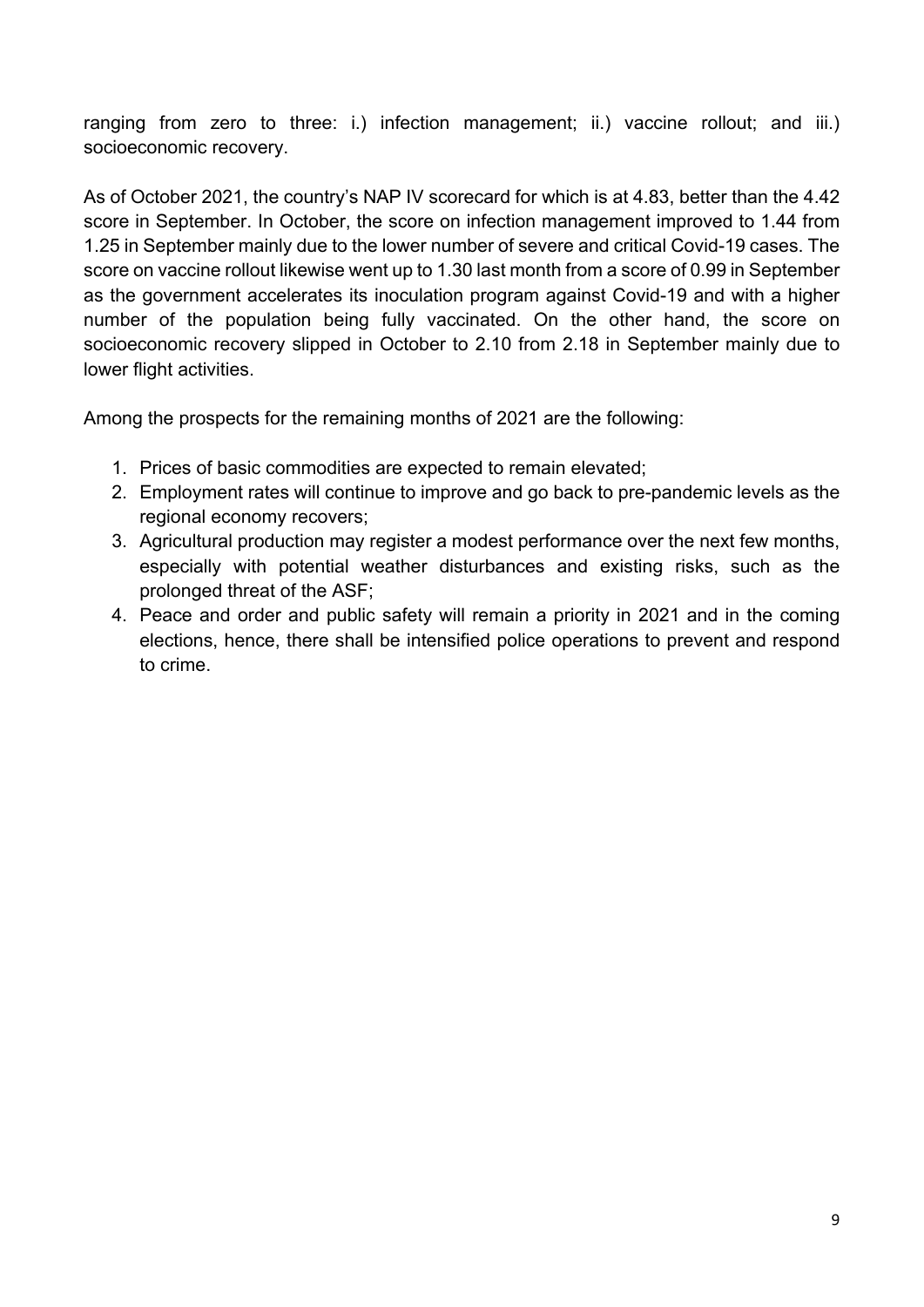ranging from zero to three: i.) infection management; ii.) vaccine rollout; and iii.) socioeconomic recovery.

As of October 2021, the country's NAP IV scorecard for which is at 4.83, better than the 4.42 score in September. In October, the score on infection management improved to 1.44 from 1.25 in September mainly due to the lower number of severe and critical Covid-19 cases. The score on vaccine rollout likewise went up to 1.30 last month from a score of 0.99 in September as the government accelerates its inoculation program against Covid-19 and with a higher number of the population being fully vaccinated. On the other hand, the score on socioeconomic recovery slipped in October to 2.10 from 2.18 in September mainly due to lower flight activities.

Among the prospects for the remaining months of 2021 are the following:

1. Prices of basic commodities are expected to remain elevated;
2. Employment rates will continue to improve and go back to pre-pandemic levels as the regional economy recovers;
3. Agricultural production may register a modest performance over the next few months, especially with potential weather disturbances and existing risks, such as the prolonged threat of the ASF;
4. Peace and order and public safety will remain a priority in 2021 and in the coming elections, hence, there shall be intensified police operations to prevent and respond to crime.